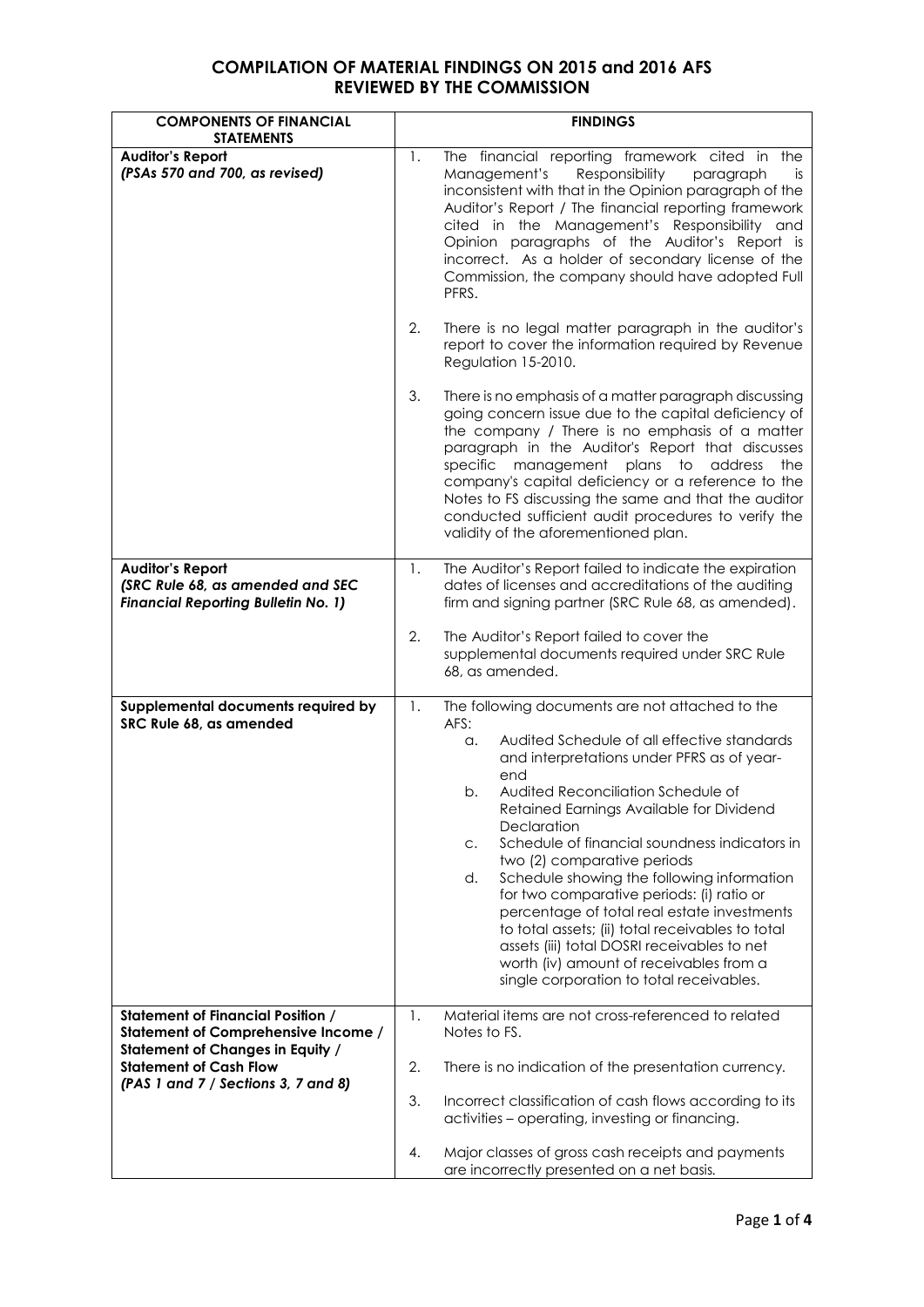# COMPILATION OF MATERIAL FINDINGS ON 2015 and 2016 AFS REVIEWED BY THE COMMISSION

| COMPONENTS OF FINANCIAL STATEMENTS | FINDINGS |
|---|---|
| **Auditor's Report** *(PSAs 570 and 700, as revised)* | 1. The financial reporting framework cited in the Management's Responsibility paragraph is inconsistent with that in the Opinion paragraph of the Auditor's Report / The financial reporting framework cited in the Management's Responsibility and Opinion paragraphs of the Auditor's Report is incorrect. As a holder of secondary license of the Commission, the company should have adopted Full PFRS.<br><br>2. There is no legal matter paragraph in the auditor's report to cover the information required by Revenue Regulation 15-2010.<br><br>3. There is no emphasis of a matter paragraph discussing going concern issue due to the capital deficiency of the company / There is no emphasis of a matter paragraph in the Auditor's Report that discusses specific management plans to address the company's capital deficiency or a reference to the Notes to FS discussing the same and that the auditor conducted sufficient audit procedures to verify the validity of the aforementioned plan. |
| **Auditor's Report** *(SRC Rule 68, as amended and SEC Financial Reporting Bulletin No. 1)* | 1. The Auditor's Report failed to indicate the expiration dates of licenses and accreditations of the auditing firm and signing partner (SRC Rule 68, as amended).<br><br>2. The Auditor's Report failed to cover the supplemental documents required under SRC Rule 68, as amended. |
| **Supplemental documents required by SRC Rule 68, as amended** | 1. The following documents are not attached to the AFS:<br>a. Audited Schedule of all effective standards and interpretations under PFRS as of year-end<br>b. Audited Reconciliation Schedule of Retained Earnings Available for Dividend Declaration<br>c. Schedule of financial soundness indicators in two (2) comparative periods<br>d. Schedule showing the following information for two comparative periods: (i) ratio or percentage of total real estate investments to total assets; (ii) total receivables to total assets (iii) total DOSRI receivables to net worth (iv) amount of receivables from a single corporation to total receivables. |
| **Statement of Financial Position / Statement of Comprehensive Income / Statement of Changes in Equity / Statement of Cash Flow** *(PAS 1 and 7 / Sections 3, 7 and 8)* | 1. Material items are not cross-referenced to related Notes to FS.<br><br>2. There is no indication of the presentation currency.<br><br>3. Incorrect classification of cash flows according to its activities – operating, investing or financing.<br><br>4. Major classes of gross cash receipts and payments are incorrectly presented on a net basis. |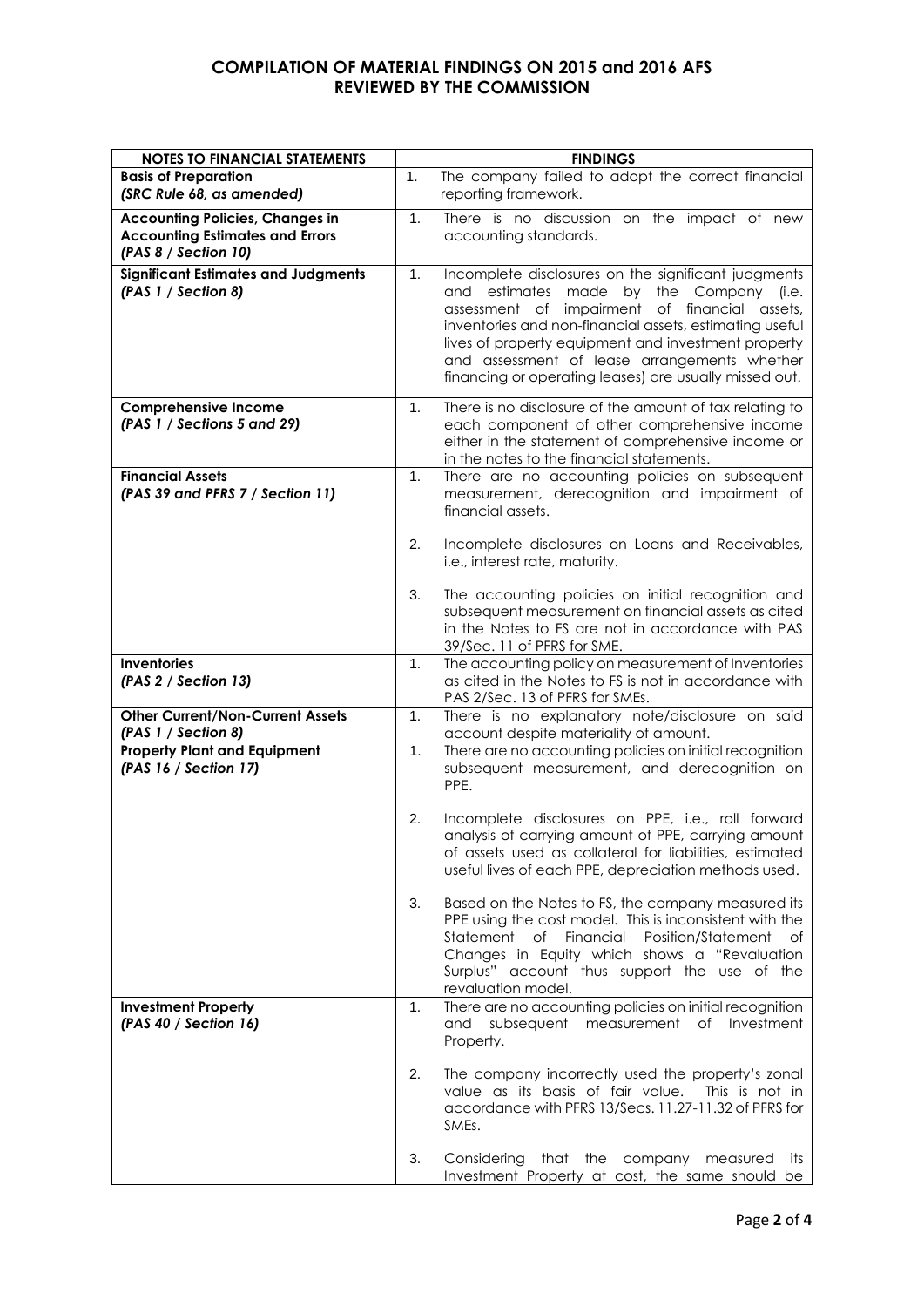## COMPILATION OF MATERIAL FINDINGS ON 2015 and 2016 AFS REVIEWED BY THE COMMISSION

| NOTES TO FINANCIAL STATEMENTS | FINDINGS |
|---|---|
| **Basis of Preparation** *(SRC Rule 68, as amended)* | 1. The company failed to adopt the correct financial reporting framework. |
| **Accounting Policies, Changes in Accounting Estimates and Errors** *(PAS 8 / Section 10)* | 1. There is no discussion on the impact of new accounting standards. |
| **Significant Estimates and Judgments** *(PAS 1 / Section 8)* | 1. Incomplete disclosures on the significant judgments and estimates made by the Company (i.e. assessment of impairment of financial assets, inventories and non-financial assets, estimating useful lives of property equipment and investment property and assessment of lease arrangements whether financing or operating leases) are usually missed out. |
| **Comprehensive Income** *(PAS 1 / Sections 5 and 29)* | 1. There is no disclosure of the amount of tax relating to each component of other comprehensive income either in the statement of comprehensive income or in the notes to the financial statements. |
| **Financial Assets** *(PAS 39 and PFRS 7 / Section 11)* | 1. There are no accounting policies on subsequent measurement, derecognition and impairment of financial assets.<br><br>2. Incomplete disclosures on Loans and Receivables, i.e., interest rate, maturity.<br><br>3. The accounting policies on initial recognition and subsequent measurement on financial assets as cited in the Notes to FS are not in accordance with PAS 39/Sec. 11 of PFRS for SME. |
| **Inventories** *(PAS 2 / Section 13)* | 1. The accounting policy on measurement of Inventories as cited in the Notes to FS is not in accordance with PAS 2/Sec. 13 of PFRS for SMEs. |
| **Other Current/Non-Current Assets** *(PAS 1 / Section 8)* | 1. There is no explanatory note/disclosure on said account despite materiality of amount. |
| **Property Plant and Equipment** *(PAS 16 / Section 17)* | 1. There are no accounting policies on initial recognition subsequent measurement, and derecognition on PPE.<br><br>2. Incomplete disclosures on PPE, i.e., roll forward analysis of carrying amount of PPE, carrying amount of assets used as collateral for liabilities, estimated useful lives of each PPE, depreciation methods used.<br><br>3. Based on the Notes to FS, the company measured its PPE using the cost model. This is inconsistent with the Statement of Financial Position/Statement of Changes in Equity which shows a "Revaluation Surplus" account thus support the use of the revaluation model. |
| **Investment Property** *(PAS 40 / Section 16)* | 1. There are no accounting policies on initial recognition and subsequent measurement of Investment Property.<br><br>2. The company incorrectly used the property's zonal value as its basis of fair value. This is not in accordance with PFRS 13/Secs. 11.27-11.32 of PFRS for SMEs.<br><br>3. Considering that the company measured its Investment Property at cost, the same should be |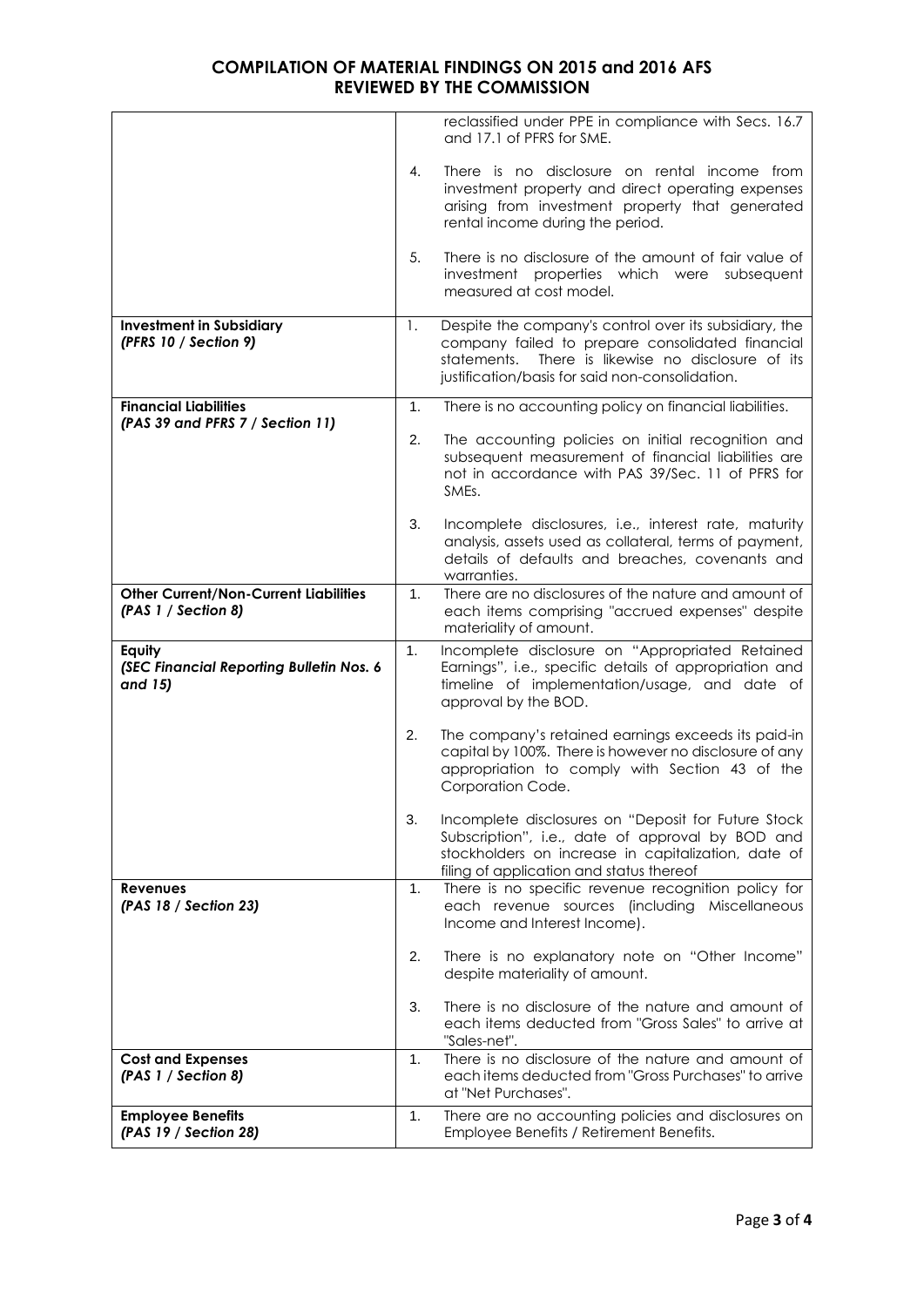# COMPILATION OF MATERIAL FINDINGS ON 2015 and 2016 AFS REVIEWED BY THE COMMISSION

| | |
|---|---|
| | reclassified under PPE in compliance with Secs. 16.7 and 17.1 of PFRS for SME.<br><br>4. There is no disclosure on rental income from investment property and direct operating expenses arising from investment property that generated rental income during the period.<br><br>5. There is no disclosure of the amount of fair value of investment properties which were subsequent measured at cost model. |
| **Investment in Subsidiary** ***(PFRS 10 / Section 9)*** | 1. Despite the company's control over its subsidiary, the company failed to prepare consolidated financial statements. There is likewise no disclosure of its justification/basis for said non-consolidation. |
| **Financial Liabilities** ***(PAS 39 and PFRS 7 / Section 11)*** | 1. There is no accounting policy on financial liabilities.<br><br>2. The accounting policies on initial recognition and subsequent measurement of financial liabilities are not in accordance with PAS 39/Sec. 11 of PFRS for SMEs.<br><br>3. Incomplete disclosures, i.e., interest rate, maturity analysis, assets used as collateral, terms of payment, details of defaults and breaches, covenants and warranties. |
| **Other Current/Non-Current Liabilities** ***(PAS 1 / Section 8)*** | 1. There are no disclosures of the nature and amount of each items comprising "accrued expenses" despite materiality of amount. |
| **Equity** ***(SEC Financial Reporting Bulletin Nos. 6 and 15)*** | 1. Incomplete disclosure on "Appropriated Retained Earnings", i.e., specific details of appropriation and timeline of implementation/usage, and date of approval by the BOD.<br><br>2. The company's retained earnings exceeds its paid-in capital by 100%. There is however no disclosure of any appropriation to comply with Section 43 of the Corporation Code.<br><br>3. Incomplete disclosures on "Deposit for Future Stock Subscription", i.e., date of approval by BOD and stockholders on increase in capitalization, date of filing of application and status thereof |
| **Revenues** ***(PAS 18 / Section 23)*** | 1. There is no specific revenue recognition policy for each revenue sources (including Miscellaneous Income and Interest Income).<br><br>2. There is no explanatory note on "Other Income" despite materiality of amount.<br><br>3. There is no disclosure of the nature and amount of each items deducted from "Gross Sales" to arrive at "Sales-net". |
| **Cost and Expenses** ***(PAS 1 / Section 8)*** | 1. There is no disclosure of the nature and amount of each items deducted from "Gross Purchases" to arrive at "Net Purchases". |
| **Employee Benefits** ***(PAS 19 / Section 28)*** | 1. There are no accounting policies and disclosures on Employee Benefits / Retirement Benefits. |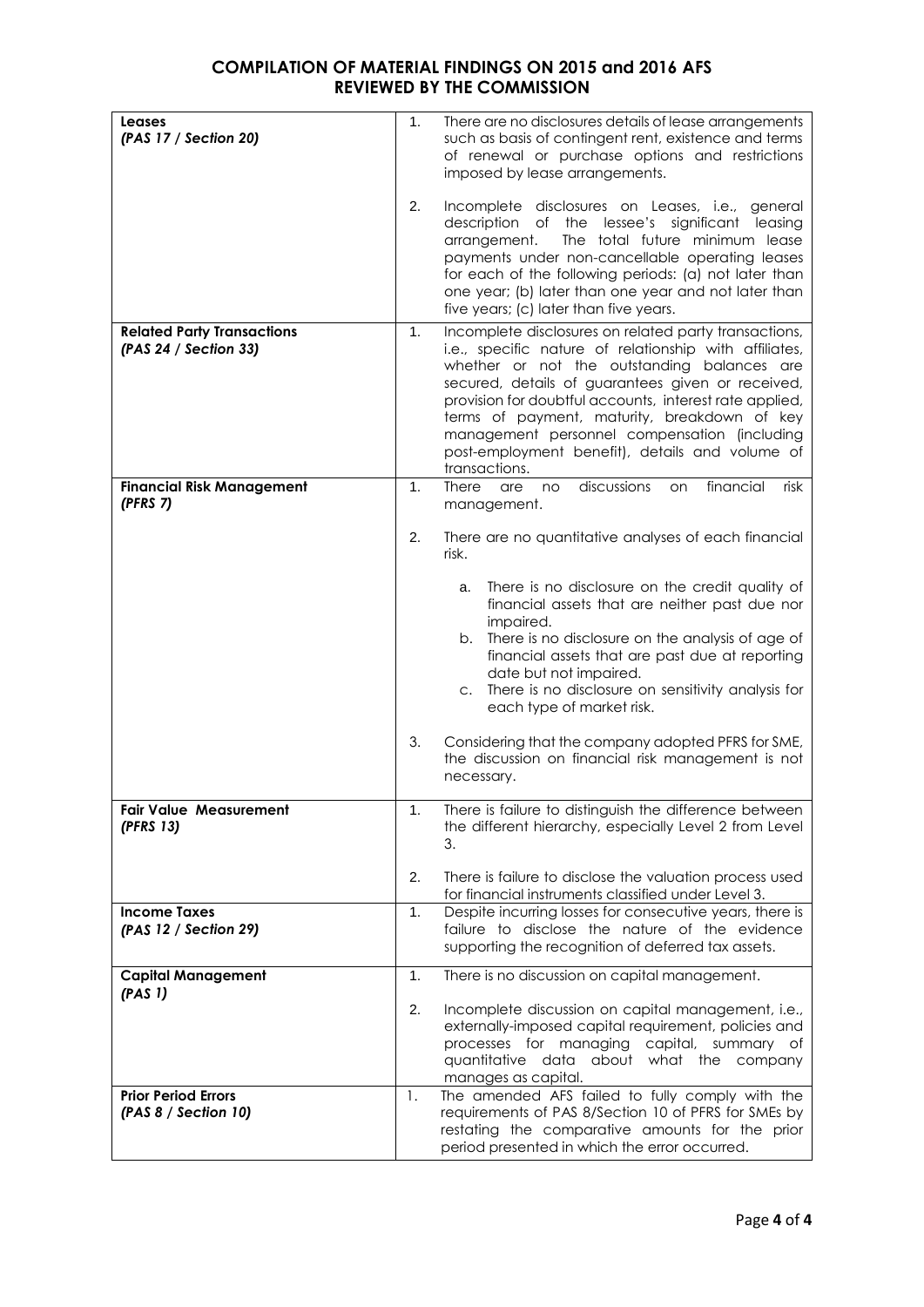# COMPILATION OF MATERIAL FINDINGS ON 2015 and 2016 AFS REVIEWED BY THE COMMISSION

| | |
|---|---|
| **Leases** *(PAS 17 / Section 20)* | 1. There are no disclosures details of lease arrangements such as basis of contingent rent, existence and terms of renewal or purchase options and restrictions imposed by lease arrangements.<br><br>2. Incomplete disclosures on Leases, i.e., general description of the lessee's significant leasing arrangement. The total future minimum lease payments under non-cancellable operating leases for each of the following periods: (a) not later than one year; (b) later than one year and not later than five years; (c) later than five years. |
| **Related Party Transactions** *(PAS 24 / Section 33)* | 1. Incomplete disclosures on related party transactions, i.e., specific nature of relationship with affiliates, whether or not the outstanding balances are secured, details of guarantees given or received, provision for doubtful accounts, interest rate applied, terms of payment, maturity, breakdown of key management personnel compensation (including post-employment benefit), details and volume of transactions. |
| **Financial Risk Management** *(PFRS 7)* | 1. There are no discussions on financial risk management.<br><br>2. There are no quantitative analyses of each financial risk.<br><br>a. There is no disclosure on the credit quality of financial assets that are neither past due nor impaired.<br>b. There is no disclosure on the analysis of age of financial assets that are past due at reporting date but not impaired.<br>c. There is no disclosure on sensitivity analysis for each type of market risk.<br><br>3. Considering that the company adopted PFRS for SME, the discussion on financial risk management is not necessary. |
| **Fair Value Measurement** *(PFRS 13)* | 1. There is failure to distinguish the difference between the different hierarchy, especially Level 2 from Level 3.<br><br>2. There is failure to disclose the valuation process used for financial instruments classified under Level 3. |
| **Income Taxes** *(PAS 12 / Section 29)* | 1. Despite incurring losses for consecutive years, there is failure to disclose the nature of the evidence supporting the recognition of deferred tax assets. |
| **Capital Management** *(PAS 1)* | 1. There is no discussion on capital management.<br><br>2. Incomplete discussion on capital management, i.e., externally-imposed capital requirement, policies and processes for managing capital, summary of quantitative data about what the company manages as capital. |
| **Prior Period Errors** *(PAS 8 / Section 10)* | 1. The amended AFS failed to fully comply with the requirements of PAS 8/Section 10 of PFRS for SMEs by restating the comparative amounts for the prior period presented in which the error occurred. |